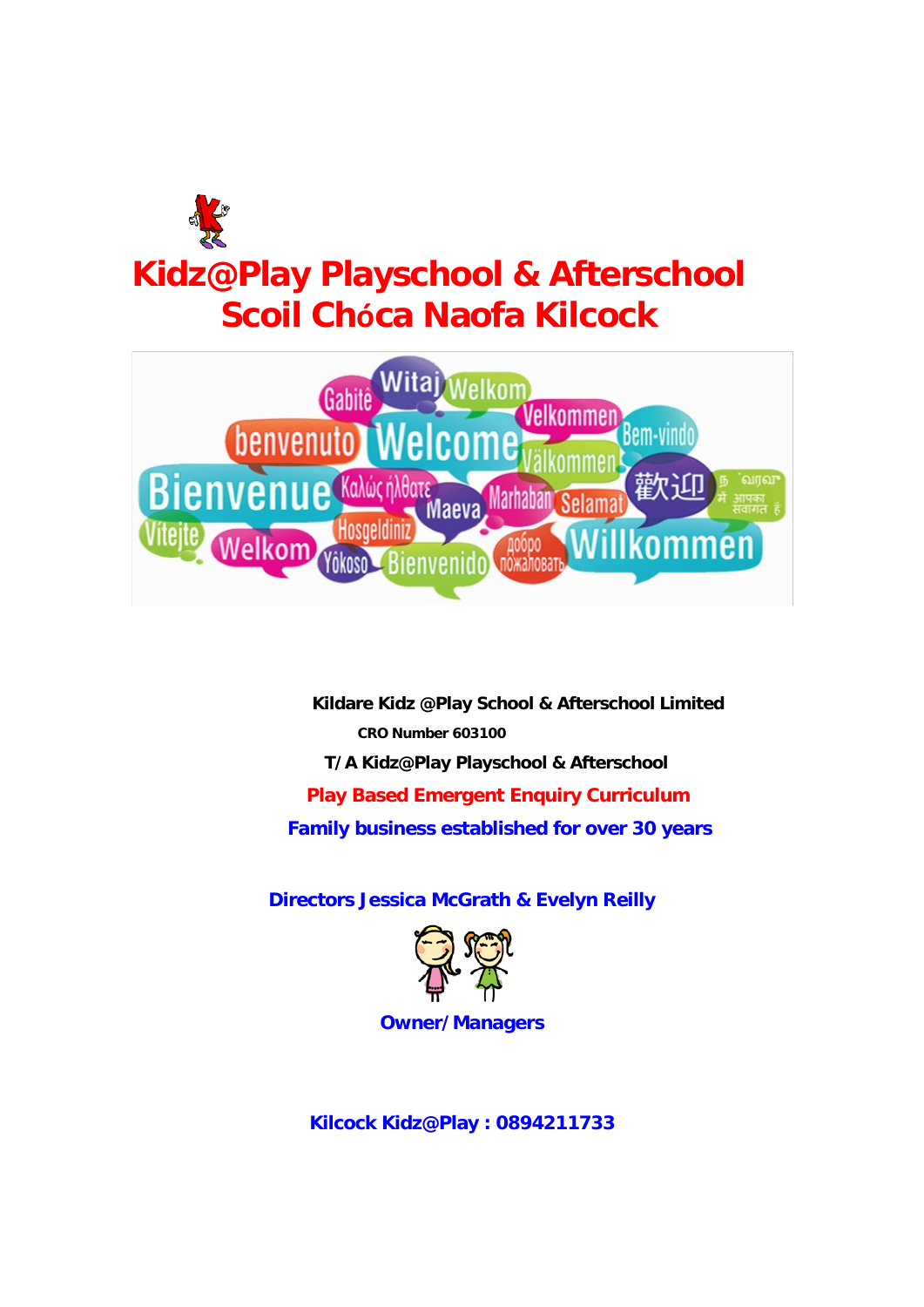# Kidz@Play Playschool & Afterschool
# Scoil Chóca Naofa Kilcock

**Kildare Kidz @Play School & Afterschool Limited**

**CRO Number 603100**

**T/A Kidz@Play Playschool & Afterschool**

**Play Based Emergent Enquiry Curriculum**

**Family business established for over 30 years**

**Directors Jessica McGrath & Evelyn Reilly**

**Owner/Managers**

**Kilcock Kidz@Play : 0894211733**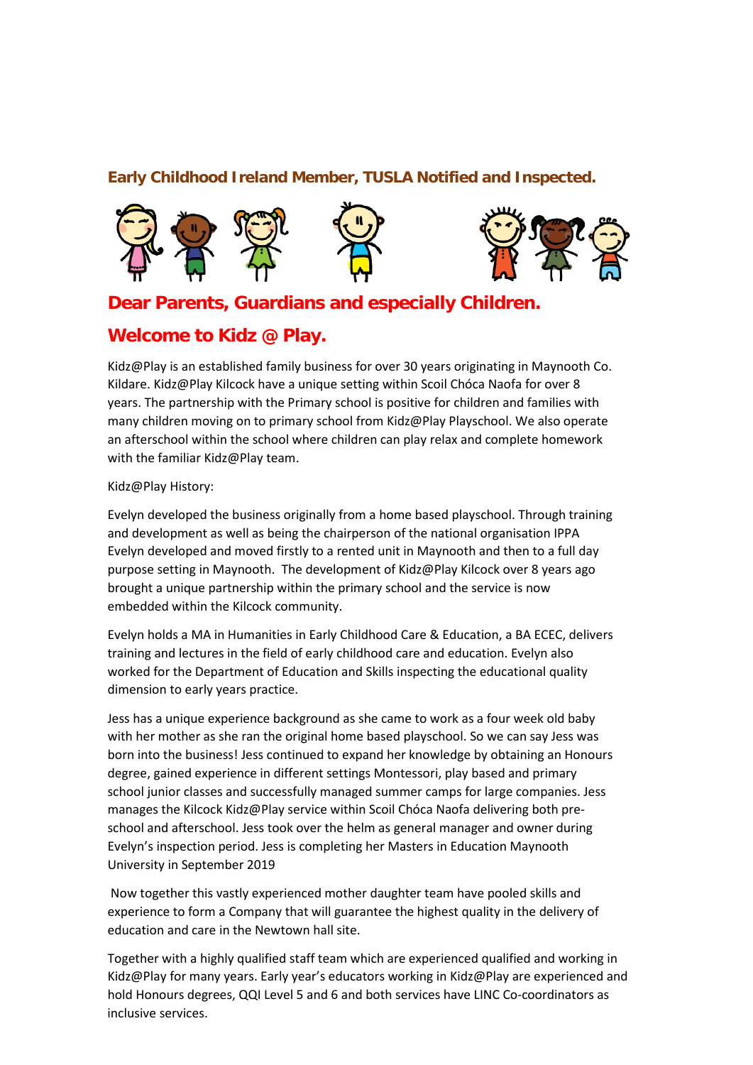**Early Childhood Ireland Member, TUSLA Notified and Inspected.**

## Dear Parents, Guardians and especially Children.

## Welcome to Kidz @ Play.

Kidz@Play is an established family business for over 30 years originating in Maynooth Co. Kildare. Kidz@Play Kilcock have a unique setting within Scoil Chóca Naofa for over 8 years. The partnership with the Primary school is positive for children and families with many children moving on to primary school from Kidz@Play Playschool. We also operate an afterschool within the school where children can play relax and complete homework with the familiar Kidz@Play team.

Kidz@Play History:

Evelyn developed the business originally from a home based playschool. Through training and development as well as being the chairperson of the national organisation IPPA Evelyn developed and moved firstly to a rented unit in Maynooth and then to a full day purpose setting in Maynooth. The development of Kidz@Play Kilcock over 8 years ago brought a unique partnership within the primary school and the service is now embedded within the Kilcock community.

Evelyn holds a MA in Humanities in Early Childhood Care & Education, a BA ECEC, delivers training and lectures in the field of early childhood care and education. Evelyn also worked for the Department of Education and Skills inspecting the educational quality dimension to early years practice.

Jess has a unique experience background as she came to work as a four week old baby with her mother as she ran the original home based playschool. So we can say Jess was born into the business! Jess continued to expand her knowledge by obtaining an Honours degree, gained experience in different settings Montessori, play based and primary school junior classes and successfully managed summer camps for large companies. Jess manages the Kilcock Kidz@Play service within Scoil Chóca Naofa delivering both pre-school and afterschool. Jess took over the helm as general manager and owner during Evelyn's inspection period. Jess is completing her Masters in Education Maynooth University in September 2019

Now together this vastly experienced mother daughter team have pooled skills and experience to form a Company that will guarantee the highest quality in the delivery of education and care in the Newtown hall site.

Together with a highly qualified staff team which are experienced qualified and working in Kidz@Play for many years. Early year's educators working in Kidz@Play are experienced and hold Honours degrees, QQI Level 5 and 6 and both services have LINC Co-coordinators as inclusive services.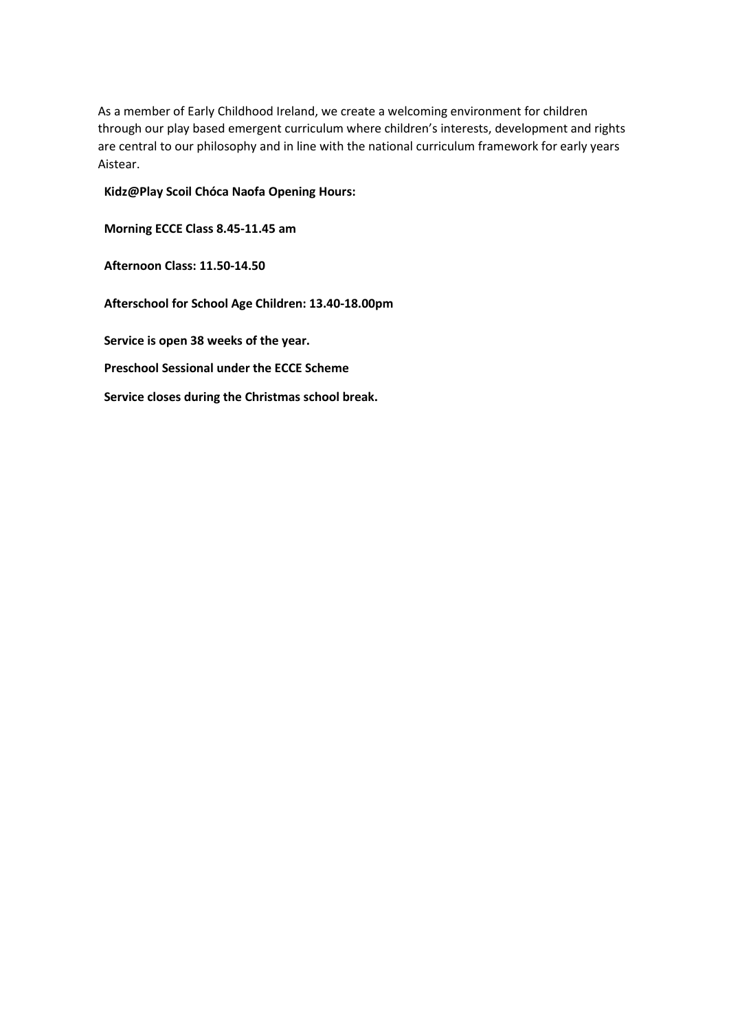As a member of Early Childhood Ireland, we create a welcoming environment for children through our play based emergent curriculum where children's interests, development and rights are central to our philosophy and in line with the national curriculum framework for early years Aistear.

**Kidz@Play Scoil Chóca Naofa Opening Hours:**

**Morning ECCE Class 8.45-11.45 am**

**Afternoon Class: 11.50-14.50**

**Afterschool for School Age Children: 13.40-18.00pm**

**Service is open 38 weeks of the year.**

**Preschool Sessional under the ECCE Scheme**

**Service closes during the Christmas school break.**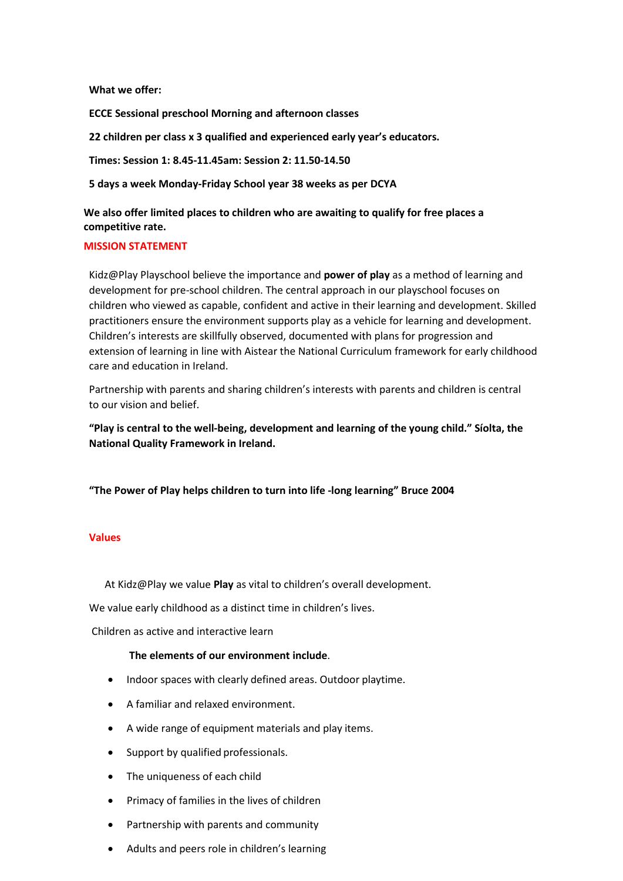**What we offer:**

**ECCE Sessional preschool Morning and afternoon classes**

**22 children per class x 3 qualified and experienced early year's educators.**

**Times: Session 1: 8.45-11.45am: Session 2: 11.50-14.50**

**5 days a week Monday-Friday School year 38 weeks as per DCYA**

**We also offer limited places to children who are awaiting to qualify for free places a competitive rate.**

## MISSION STATEMENT

Kidz@Play Playschool believe the importance and **power of play** as a method of learning and development for pre-school children. The central approach in our playschool focuses on children who viewed as capable, confident and active in their learning and development. Skilled practitioners ensure the environment supports play as a vehicle for learning and development. Children's interests are skillfully observed, documented with plans for progression and extension of learning in line with Aistear the National Curriculum framework for early childhood care and education in Ireland.

Partnership with parents and sharing children's interests with parents and children is central to our vision and belief.

**"Play is central to the well-being, development and learning of the young child." Síolta, the National Quality Framework in Ireland.**

**"The Power of Play helps children to turn into life -long learning" Bruce 2004**

## Values

At Kidz@Play we value **Play** as vital to children's overall development.

We value early childhood as a distinct time in children's lives.

Children as active and interactive learn

**The elements of our environment include**.

- Indoor spaces with clearly defined areas. Outdoor playtime.
- A familiar and relaxed environment.
- A wide range of equipment materials and play items.
- Support by qualified professionals.
- The uniqueness of each child
- Primacy of families in the lives of children
- Partnership with parents and community
- Adults and peers role in children's learning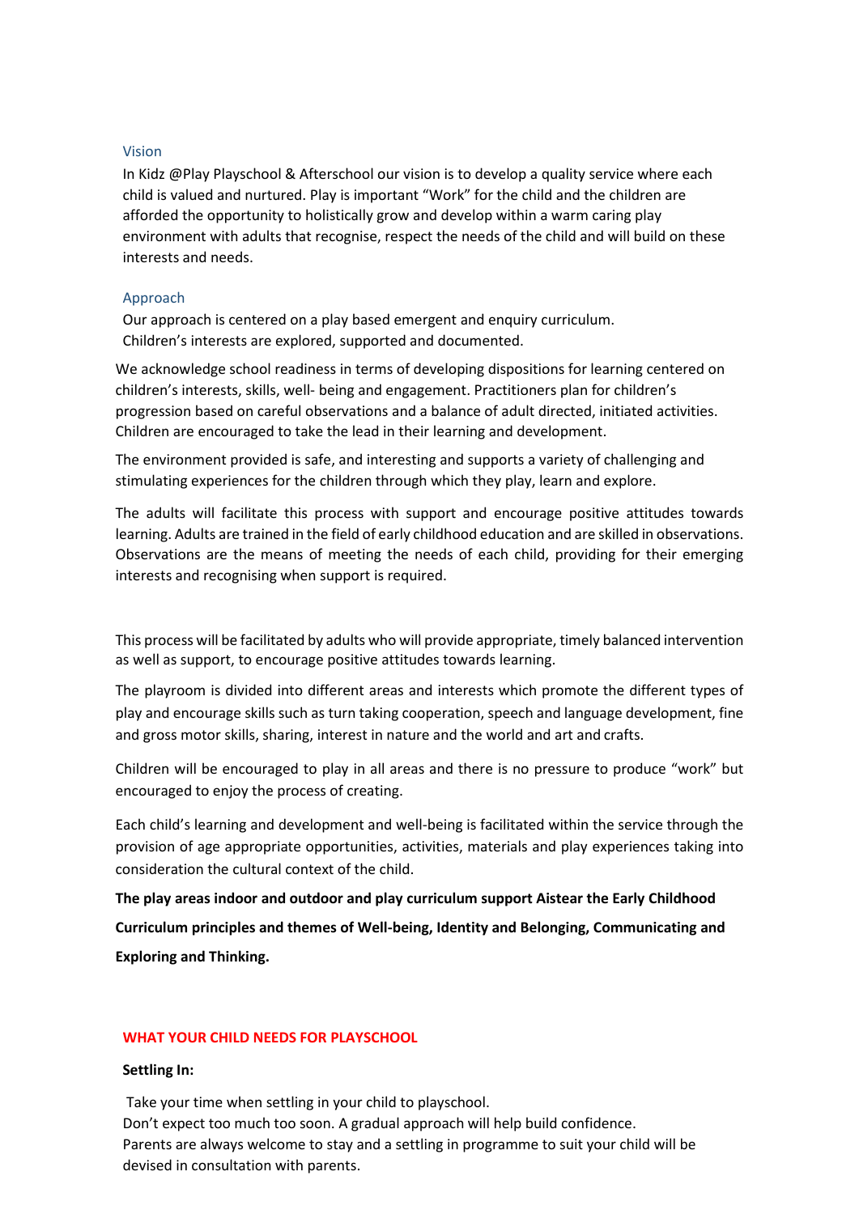## Vision

In Kidz @Play Playschool & Afterschool our vision is to develop a quality service where each child is valued and nurtured. Play is important "Work" for the child and the children are afforded the opportunity to holistically grow and develop within a warm caring play environment with adults that recognise, respect the needs of the child and will build on these interests and needs.

## Approach

Our approach is centered on a play based emergent and enquiry curriculum.
Children's interests are explored, supported and documented.

We acknowledge school readiness in terms of developing dispositions for learning centered on children's interests, skills, well- being and engagement. Practitioners plan for children's progression based on careful observations and a balance of adult directed, initiated activities. Children are encouraged to take the lead in their learning and development.

The environment provided is safe, and interesting and supports a variety of challenging and stimulating experiences for the children through which they play, learn and explore.

The adults will facilitate this process with support and encourage positive attitudes towards learning. Adults are trained in the field of early childhood education and are skilled in observations. Observations are the means of meeting the needs of each child, providing for their emerging interests and recognising when support is required.

This process will be facilitated by adults who will provide appropriate, timely balanced intervention as well as support, to encourage positive attitudes towards learning.

The playroom is divided into different areas and interests which promote the different types of play and encourage skills such as turn taking cooperation, speech and language development, fine and gross motor skills, sharing, interest in nature and the world and art and crafts.

Children will be encouraged to play in all areas and there is no pressure to produce "work" but encouraged to enjoy the process of creating.

Each child's learning and development and well-being is facilitated within the service through the provision of age appropriate opportunities, activities, materials and play experiences taking into consideration the cultural context of the child.

**The play areas indoor and outdoor and play curriculum support Aistear the Early Childhood Curriculum principles and themes of Well-being, Identity and Belonging, Communicating and Exploring and Thinking.**

## WHAT YOUR CHILD NEEDS FOR PLAYSCHOOL

**Settling In:**

Take your time when settling in your child to playschool.
Don't expect too much too soon. A gradual approach will help build confidence.
Parents are always welcome to stay and a settling in programme to suit your child will be devised in consultation with parents.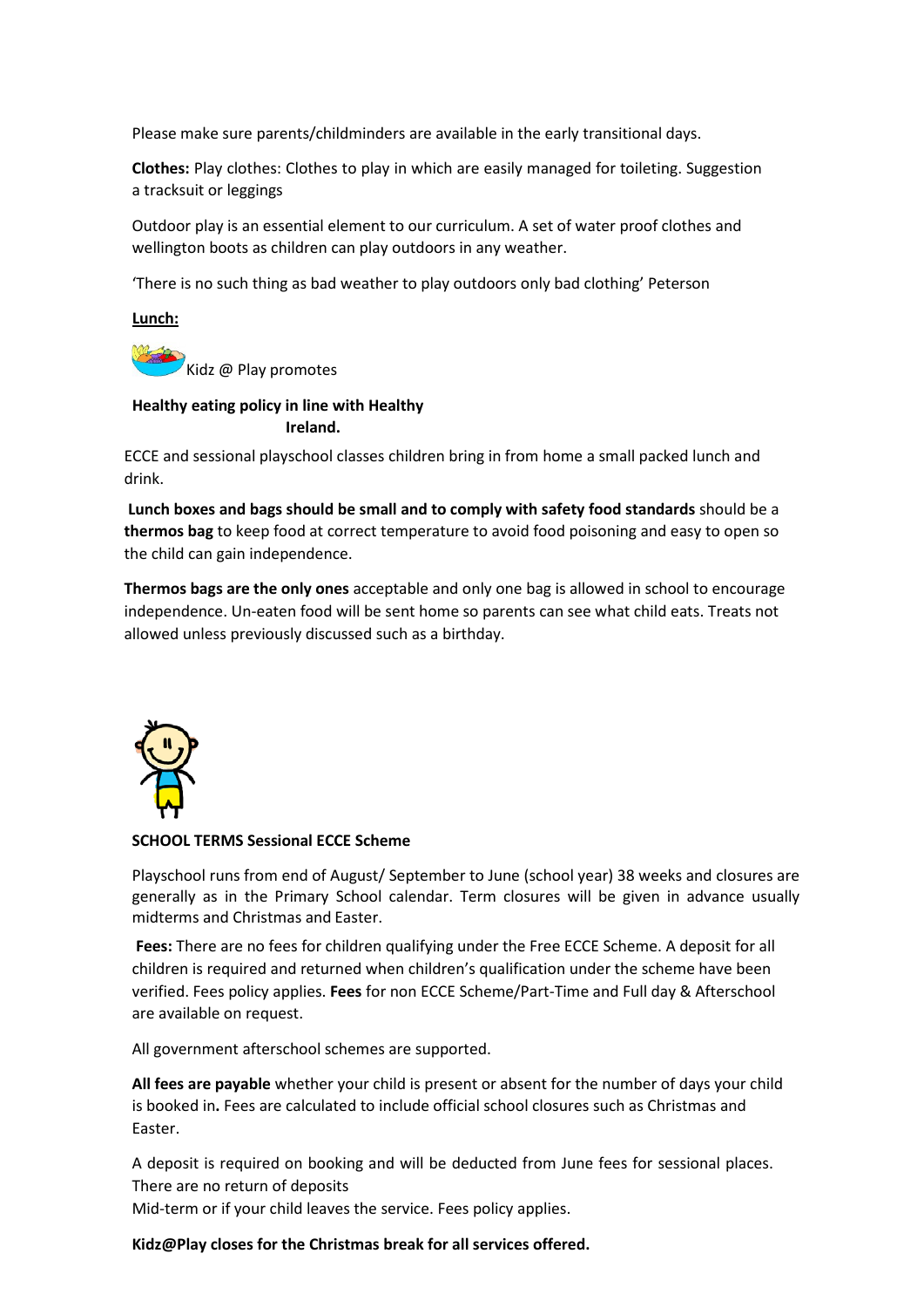Please make sure parents/childminders are available in the early transitional days.

**Clothes:** Play clothes: Clothes to play in which are easily managed for toileting. Suggestion a tracksuit or leggings

Outdoor play is an essential element to our curriculum. A set of water proof clothes and wellington boots as children can play outdoors in any weather.

'There is no such thing as bad weather to play outdoors only bad clothing' Peterson

**Lunch:**

Kidz @ Play promotes

**Healthy eating policy in line with Healthy Ireland.**

ECCE and sessional playschool classes children bring in from home a small packed lunch and drink.

**Lunch boxes and bags should be small and to comply with safety food standards** should be a **thermos bag** to keep food at correct temperature to avoid food poisoning and easy to open so the child can gain independence.

**Thermos bags are the only ones** acceptable and only one bag is allowed in school to encourage independence. Un-eaten food will be sent home so parents can see what child eats. Treats not allowed unless previously discussed such as a birthday.

**SCHOOL TERMS Sessional ECCE Scheme**

Playschool runs from end of August/ September to June (school year) 38 weeks and closures are generally as in the Primary School calendar. Term closures will be given in advance usually midterms and Christmas and Easter.

**Fees:** There are no fees for children qualifying under the Free ECCE Scheme. A deposit for all children is required and returned when children's qualification under the scheme have been verified. Fees policy applies. **Fees** for non ECCE Scheme/Part-Time and Full day & Afterschool are available on request.

All government afterschool schemes are supported.

**All fees are payable** whether your child is present or absent for the number of days your child is booked in**.** Fees are calculated to include official school closures such as Christmas and Easter.

A deposit is required on booking and will be deducted from June fees for sessional places. There are no return of deposits
Mid-term or if your child leaves the service. Fees policy applies.

**Kidz@Play closes for the Christmas break for all services offered.**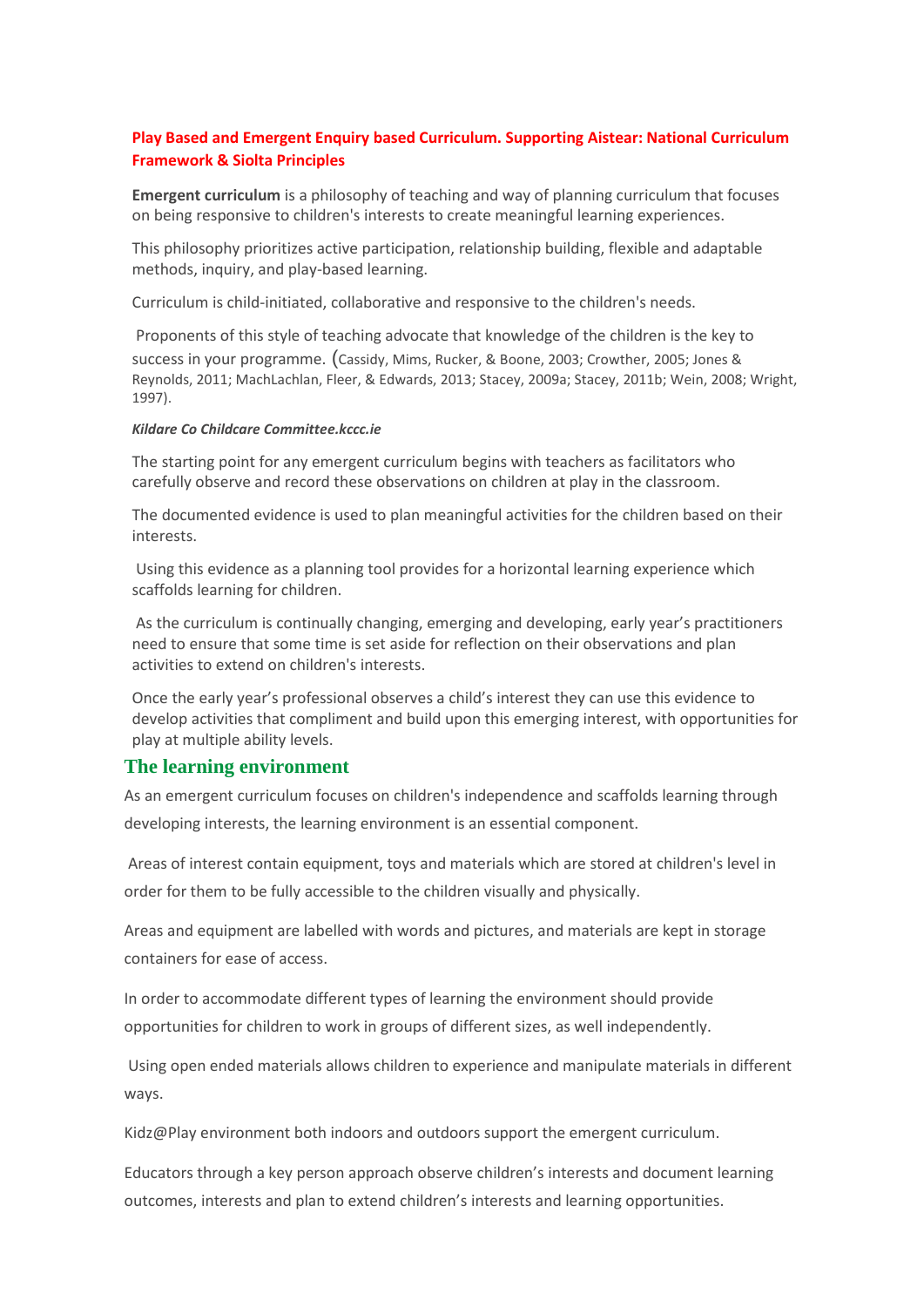**Play Based and Emergent Enquiry based Curriculum. Supporting Aistear: National Curriculum Framework & Siolta Principles**

**Emergent curriculum** is a philosophy of teaching and way of planning curriculum that focuses on being responsive to children's interests to create meaningful learning experiences.

This philosophy prioritizes active participation, relationship building, flexible and adaptable methods, inquiry, and play-based learning.

Curriculum is child-initiated, collaborative and responsive to the children's needs.

Proponents of this style of teaching advocate that knowledge of the children is the key to success in your programme. (Cassidy, Mims, Rucker, & Boone, 2003; Crowther, 2005; Jones & Reynolds, 2011; MachLachlan, Fleer, & Edwards, 2013; Stacey, 2009a; Stacey, 2011b; Wein, 2008; Wright, 1997).

***Kildare Co Childcare Committee.kccc.ie***

The starting point for any emergent curriculum begins with teachers as facilitators who carefully observe and record these observations on children at play in the classroom.

The documented evidence is used to plan meaningful activities for the children based on their interests.

Using this evidence as a planning tool provides for a horizontal learning experience which scaffolds learning for children.

As the curriculum is continually changing, emerging and developing, early year's practitioners need to ensure that some time is set aside for reflection on their observations and plan activities to extend on children's interests.

Once the early year's professional observes a child's interest they can use this evidence to develop activities that compliment and build upon this emerging interest, with opportunities for play at multiple ability levels.

## The learning environment

As an emergent curriculum focuses on children's independence and scaffolds learning through developing interests, the learning environment is an essential component.

Areas of interest contain equipment, toys and materials which are stored at children's level in order for them to be fully accessible to the children visually and physically.

Areas and equipment are labelled with words and pictures, and materials are kept in storage containers for ease of access.

In order to accommodate different types of learning the environment should provide opportunities for children to work in groups of different sizes, as well independently.

Using open ended materials allows children to experience and manipulate materials in different ways.

Kidz@Play environment both indoors and outdoors support the emergent curriculum.

Educators through a key person approach observe children's interests and document learning outcomes, interests and plan to extend children's interests and learning opportunities.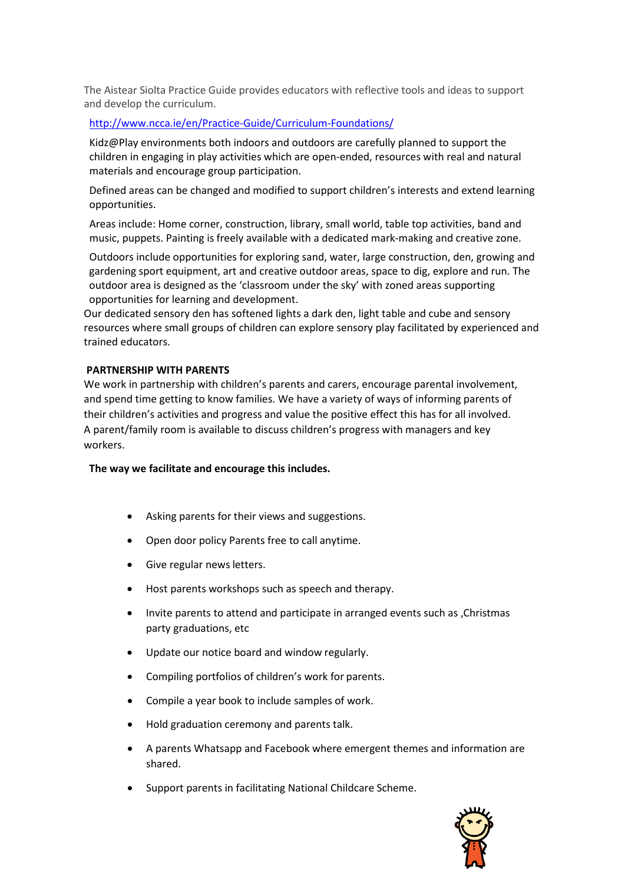The Aistear Siolta Practice Guide provides educators with reflective tools and ideas to support and develop the curriculum.

http://www.ncca.ie/en/Practice-Guide/Curriculum-Foundations/

Kidz@Play environments both indoors and outdoors are carefully planned to support the children in engaging in play activities which are open-ended, resources with real and natural materials and encourage group participation.

Defined areas can be changed and modified to support children's interests and extend learning opportunities.

Areas include: Home corner, construction, library, small world, table top activities, band and music, puppets. Painting is freely available with a dedicated mark-making and creative zone.

Outdoors include opportunities for exploring sand, water, large construction, den, growing and gardening sport equipment, art and creative outdoor areas, space to dig, explore and run. The outdoor area is designed as the 'classroom under the sky' with zoned areas supporting opportunities for learning and development.

Our dedicated sensory den has softened lights a dark den, light table and cube and sensory resources where small groups of children can explore sensory play facilitated by experienced and trained educators.

**PARTNERSHIP WITH PARENTS**

We work in partnership with children's parents and carers, encourage parental involvement, and spend time getting to know families. We have a variety of ways of informing parents of their children's activities and progress and value the positive effect this has for all involved. A parent/family room is available to discuss children's progress with managers and key workers.

**The way we facilitate and encourage this includes.**

- Asking parents for their views and suggestions.
- Open door policy Parents free to call anytime.
- Give regular news letters.
- Host parents workshops such as speech and therapy.
- Invite parents to attend and participate in arranged events such as ,Christmas party graduations, etc
- Update our notice board and window regularly.
- Compiling portfolios of children's work for parents.
- Compile a year book to include samples of work.
- Hold graduation ceremony and parents talk.
- A parents Whatsapp and Facebook where emergent themes and information are shared.
- Support parents in facilitating National Childcare Scheme.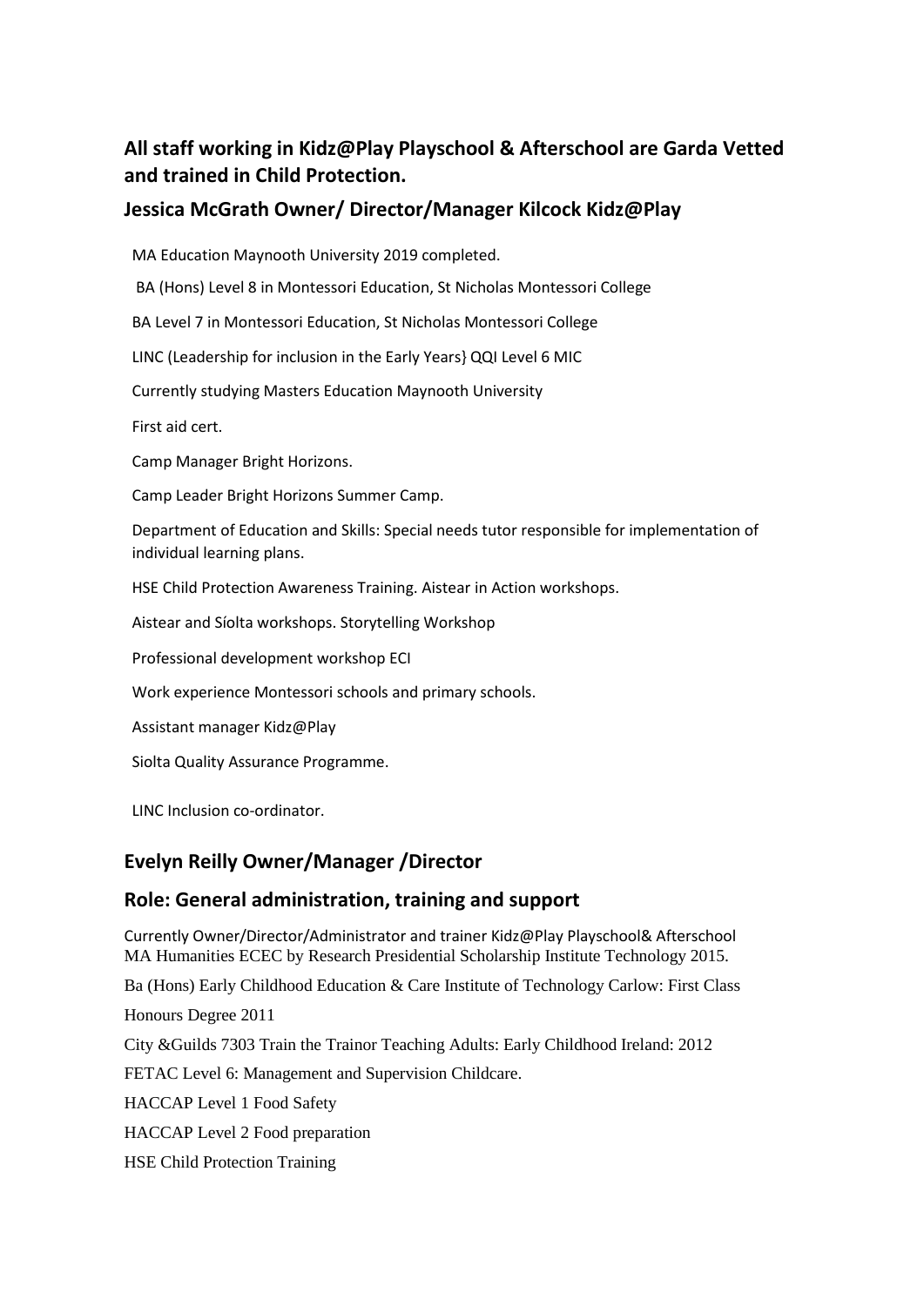## All staff working in Kidz@Play Playschool & Afterschool are Garda Vetted and trained in Child Protection.

### Jessica McGrath Owner/ Director/Manager Kilcock Kidz@Play

MA Education Maynooth University 2019 completed.

BA (Hons) Level 8 in Montessori Education, St Nicholas Montessori College

BA Level 7 in Montessori Education, St Nicholas Montessori College

LINC (Leadership for inclusion in the Early Years} QQI Level 6 MIC

Currently studying Masters Education Maynooth University

First aid cert.

Camp Manager Bright Horizons.

Camp Leader Bright Horizons Summer Camp.

Department of Education and Skills: Special needs tutor responsible for implementation of individual learning plans.

HSE Child Protection Awareness Training. Aistear in Action workshops.

Aistear and Síolta workshops. Storytelling Workshop

Professional development workshop ECI

Work experience Montessori schools and primary schools.

Assistant manager Kidz@Play

Siolta Quality Assurance Programme.

LINC Inclusion co-ordinator.

### Evelyn Reilly Owner/Manager /Director

### Role: General administration, training and support

Currently Owner/Director/Administrator and trainer Kidz@Play Playschool& Afterschool
MA Humanities ECEC by Research Presidential Scholarship Institute Technology 2015.

Ba (Hons) Early Childhood Education & Care Institute of Technology Carlow: First Class Honours Degree 2011

City &Guilds 7303 Train the Trainor Teaching Adults: Early Childhood Ireland: 2012

FETAC Level 6: Management and Supervision Childcare.

HACCAP Level 1 Food Safety

HACCAP Level 2 Food preparation

HSE Child Protection Training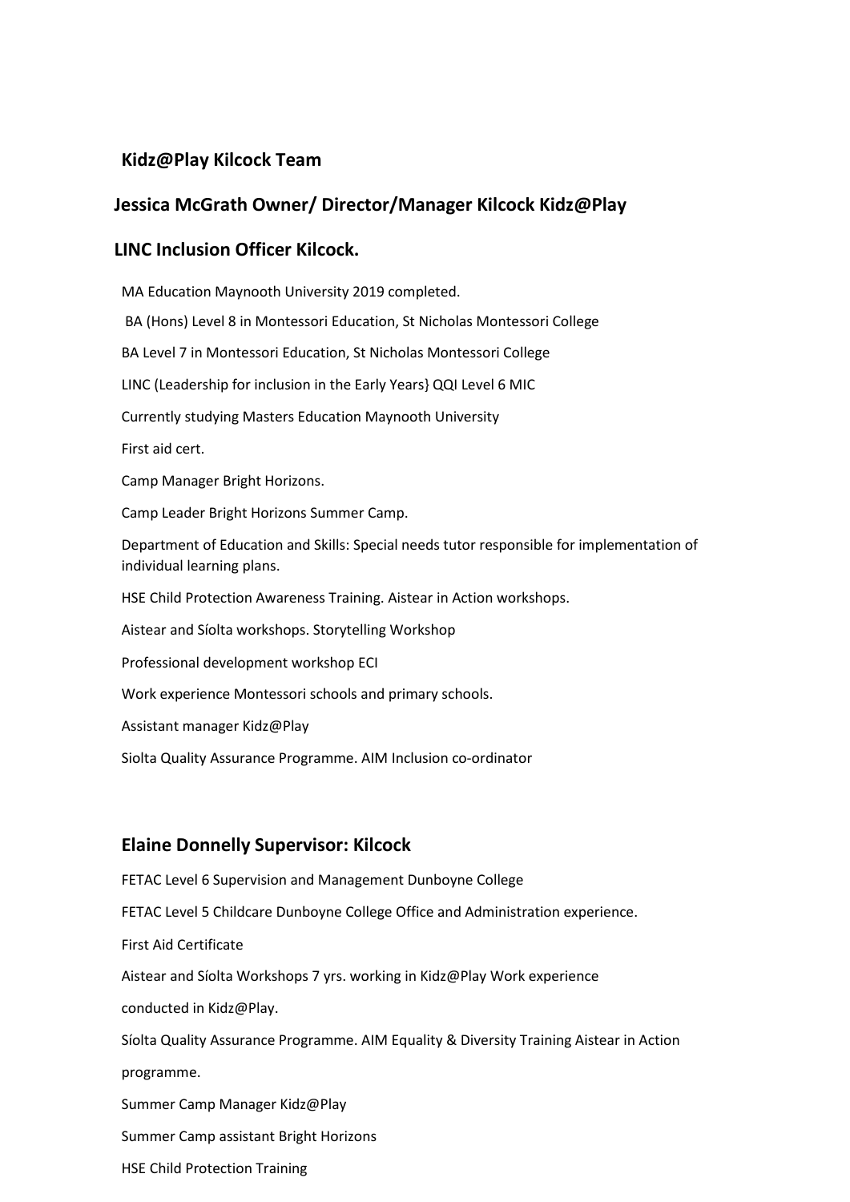## Kidz@Play Kilcock Team

### Jessica McGrath Owner/ Director/Manager Kilcock Kidz@Play

### LINC Inclusion Officer Kilcock.

MA Education Maynooth University 2019 completed.

BA (Hons) Level 8 in Montessori Education, St Nicholas Montessori College

BA Level 7 in Montessori Education, St Nicholas Montessori College

LINC (Leadership for inclusion in the Early Years} QQI Level 6 MIC

Currently studying Masters Education Maynooth University

First aid cert.

Camp Manager Bright Horizons.

Camp Leader Bright Horizons Summer Camp.

Department of Education and Skills: Special needs tutor responsible for implementation of individual learning plans.

HSE Child Protection Awareness Training. Aistear in Action workshops.

Aistear and Síolta workshops. Storytelling Workshop

Professional development workshop ECI

Work experience Montessori schools and primary schools.

Assistant manager Kidz@Play

Siolta Quality Assurance Programme. AIM Inclusion co-ordinator

### Elaine Donnelly Supervisor: Kilcock

FETAC Level 6 Supervision and Management Dunboyne College

FETAC Level 5 Childcare Dunboyne College Office and Administration experience.

First Aid Certificate

Aistear and Síolta Workshops 7 yrs. working in Kidz@Play Work experience conducted in Kidz@Play.

Síolta Quality Assurance Programme. AIM Equality & Diversity Training Aistear in Action programme.

Summer Camp Manager Kidz@Play

Summer Camp assistant Bright Horizons

HSE Child Protection Training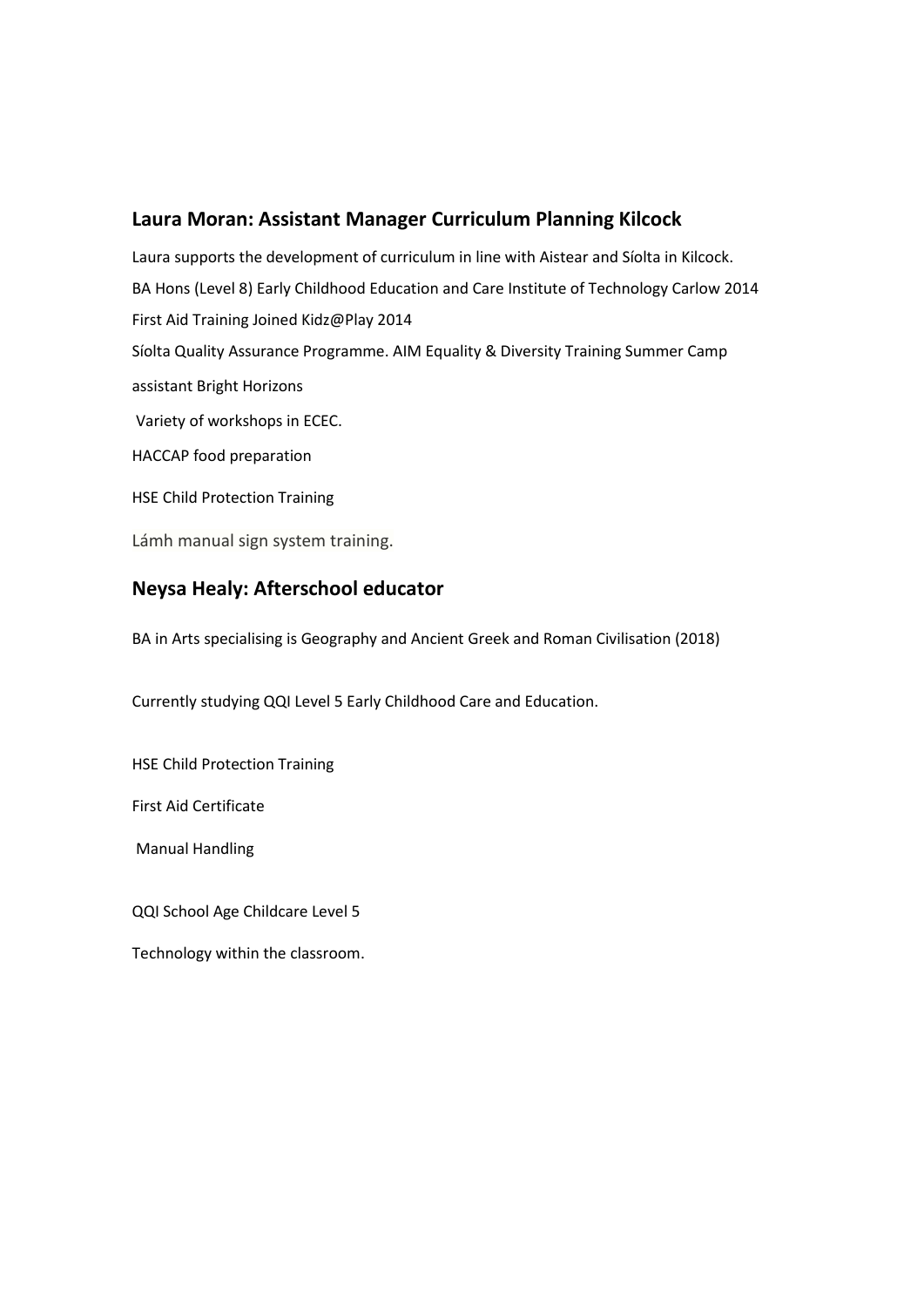## Laura Moran: Assistant Manager Curriculum Planning Kilcock

Laura supports the development of curriculum in line with Aistear and Síolta in Kilcock.

BA Hons (Level 8) Early Childhood Education and Care Institute of Technology Carlow 2014

First Aid Training Joined Kidz@Play 2014

Síolta Quality Assurance Programme. AIM Equality & Diversity Training Summer Camp

assistant Bright Horizons

Variety of workshops in ECEC.

HACCAP food preparation

HSE Child Protection Training

Lámh manual sign system training.

## Neysa Healy: Afterschool educator

BA in Arts specialising is Geography and Ancient Greek and Roman Civilisation (2018)

Currently studying QQI Level 5 Early Childhood Care and Education.

HSE Child Protection Training

First Aid Certificate

Manual Handling

QQI School Age Childcare Level 5

Technology within the classroom.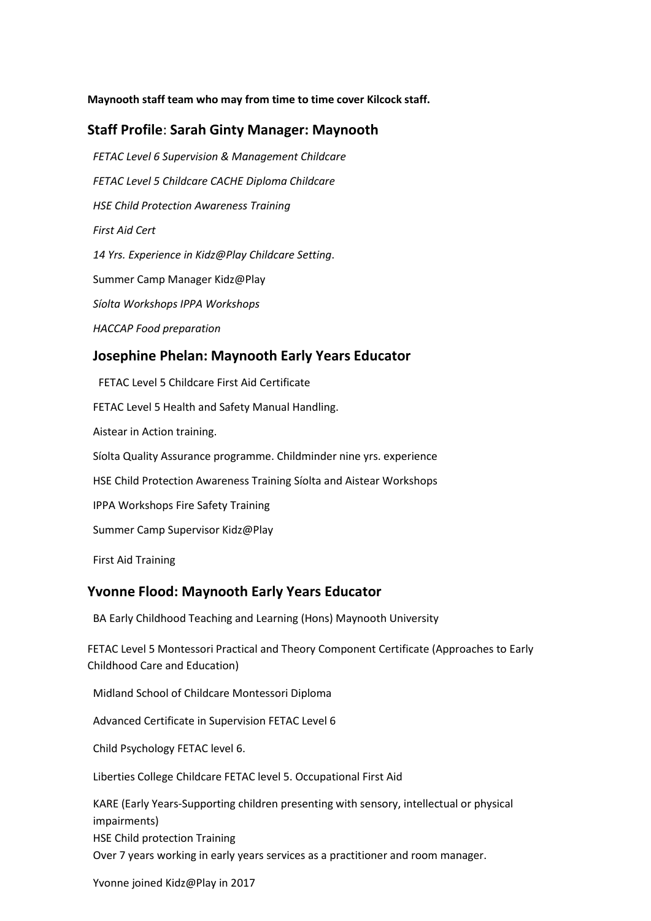**Maynooth staff team who may from time to time cover Kilcock staff.**

## Staff Profile: Sarah Ginty Manager: Maynooth

*FETAC Level 6 Supervision & Management Childcare*

*FETAC Level 5 Childcare CACHE Diploma Childcare*

*HSE Child Protection Awareness Training*

*First Aid Cert*

*14 Yrs. Experience in Kidz@Play Childcare Setting*.

Summer Camp Manager Kidz@Play

*Síolta Workshops IPPA Workshops*

*HACCAP Food preparation*

## Josephine Phelan: Maynooth Early Years Educator

FETAC Level 5 Childcare First Aid Certificate

FETAC Level 5 Health and Safety Manual Handling.

Aistear in Action training.

Síolta Quality Assurance programme. Childminder nine yrs. experience

HSE Child Protection Awareness Training Síolta and Aistear Workshops

IPPA Workshops Fire Safety Training

Summer Camp Supervisor Kidz@Play

First Aid Training

## Yvonne Flood: Maynooth Early Years Educator

BA Early Childhood Teaching and Learning (Hons) Maynooth University

FETAC Level 5 Montessori Practical and Theory Component Certificate (Approaches to Early Childhood Care and Education)

Midland School of Childcare Montessori Diploma

Advanced Certificate in Supervision FETAC Level 6

Child Psychology FETAC level 6.

Liberties College Childcare FETAC level 5. Occupational First Aid

KARE (Early Years-Supporting children presenting with sensory, intellectual or physical impairments)
HSE Child protection Training
Over 7 years working in early years services as a practitioner and room manager.

Yvonne joined Kidz@Play in 2017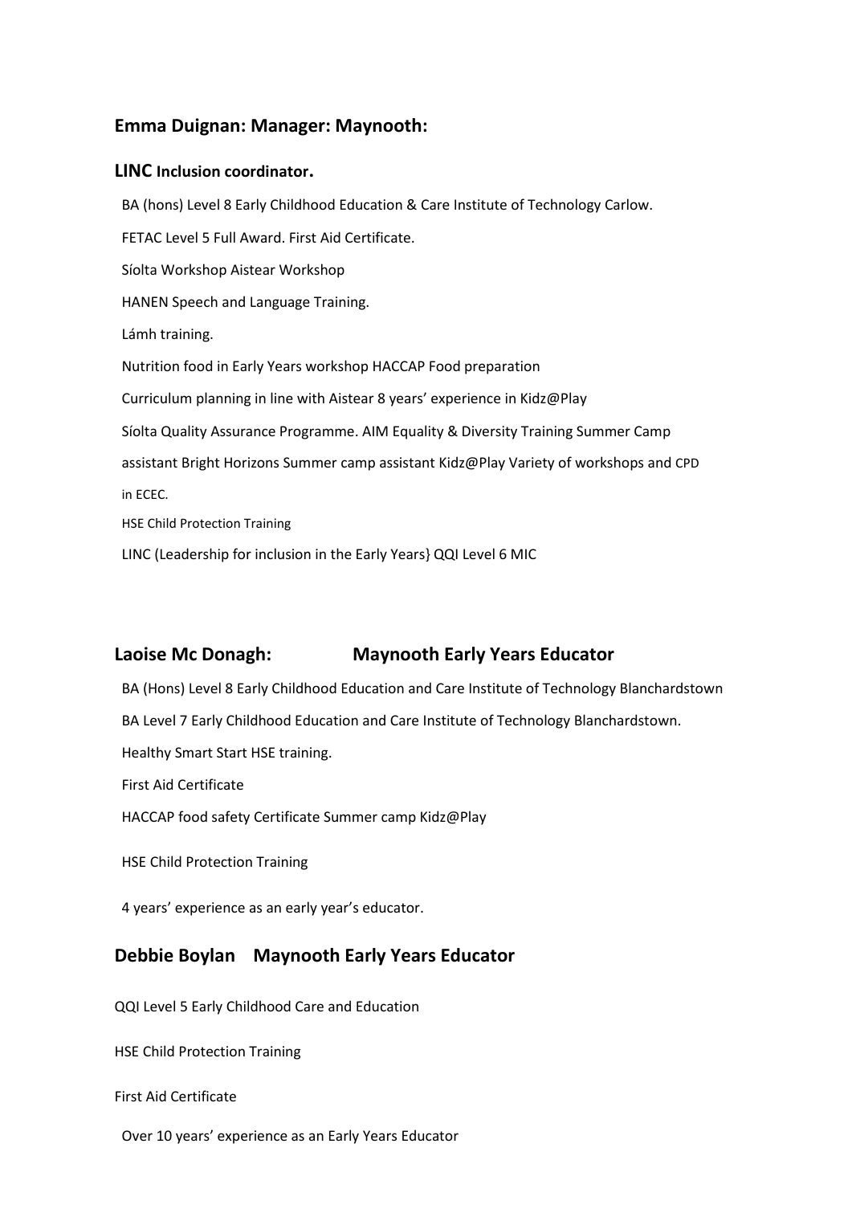## Emma Duignan: Manager: Maynooth:

### LINC Inclusion coordinator.

BA (hons) Level 8 Early Childhood Education & Care Institute of Technology Carlow.

FETAC Level 5 Full Award. First Aid Certificate.

Síolta Workshop Aistear Workshop

HANEN Speech and Language Training.

Lámh training.

Nutrition food in Early Years workshop HACCAP Food preparation

Curriculum planning in line with Aistear 8 years' experience in Kidz@Play

Síolta Quality Assurance Programme. AIM Equality & Diversity Training Summer Camp assistant Bright Horizons Summer camp assistant Kidz@Play Variety of workshops and CPD in ECEC.

HSE Child Protection Training

LINC (Leadership for inclusion in the Early Years} QQI Level 6 MIC

## Laoise Mc Donagh: Maynooth Early Years Educator

BA (Hons) Level 8 Early Childhood Education and Care Institute of Technology Blanchardstown

BA Level 7 Early Childhood Education and Care Institute of Technology Blanchardstown.

Healthy Smart Start HSE training.

First Aid Certificate

HACCAP food safety Certificate Summer camp Kidz@Play

HSE Child Protection Training

4 years' experience as an early year's educator.

## Debbie Boylan Maynooth Early Years Educator

QQI Level 5 Early Childhood Care and Education

HSE Child Protection Training

First Aid Certificate

Over 10 years' experience as an Early Years Educator